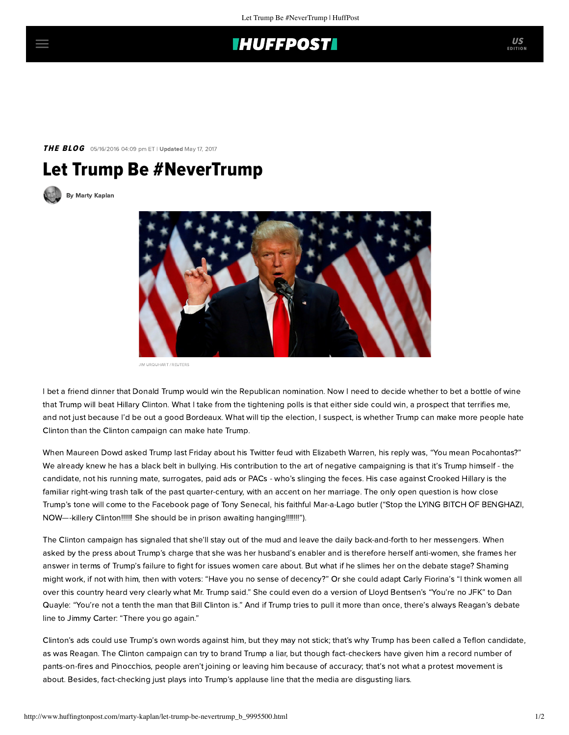**THE BLOG** 05/16/2016 04:09 pm ET | **Updated** May 17, 2017

# Let Trump Be #NeverTrump

By Marty Kaplan

JIM URQUHART / REUTERS

I bet a friend dinner that Donald Trump would win the Republican nomination. Now I need to decide whether to bet a bottle of wine that Trump will beat Hillary Clinton. What I take from the tightening polls is that either side could win, a prospect that terrifies me, and not just because I'd be out a good Bordeaux. What will tip the election, I suspect, is whether Trump can make more people hate Clinton than the Clinton campaign can make hate Trump.

When Maureen Dowd asked Trump last Friday about his Twitter feud with Elizabeth Warren, his reply was, "You mean Pocahontas?" We already knew he has a black belt in bullying. His contribution to the art of negative campaigning is that it's Trump himself - the candidate, not his running mate, surrogates, paid ads or PACs - who's slinging the feces. His case against Crooked Hillary is the familiar right-wing trash talk of the past quarter-century, with an accent on her marriage. The only open question is how close Trump's tone will come to the Facebook page of Tony Senecal, his faithful Mar-a-Lago butler ("Stop the LYING BITCH OF BENGHAZI, NOW—-killery Clinton!!!!!! She should be in prison awaiting hanging!!!!!!!").

The Clinton campaign has signaled that she'll stay out of the mud and leave the daily back-and-forth to her messengers. When asked by the press about Trump's charge that she was her husband's enabler and is therefore herself anti-women, she frames her answer in terms of Trump's failure to fight for issues women care about. But what if he slimes her on the debate stage? Shaming might work, if not with him, then with voters: "Have you no sense of decency?" Or she could adapt Carly Fiorina's "I think women all over this country heard very clearly what Mr. Trump said." She could even do a version of Lloyd Bentsen's "You're no JFK" to Dan Quayle: "You're not a tenth the man that Bill Clinton is." And if Trump tries to pull it more than once, there's always Reagan's debate line to Jimmy Carter: "There you go again."

Clinton's ads could use Trump's own words against him, but they may not stick; that's why Trump has been called a Teflon candidate, as was Reagan. The Clinton campaign can try to brand Trump a liar, but though fact-checkers have given him a record number of pants-on-fires and Pinocchios, people aren't joining or leaving him because of accuracy; that's not what a protest movement is about. Besides, fact-checking just plays into Trump's applause line that the media are disgusting liars.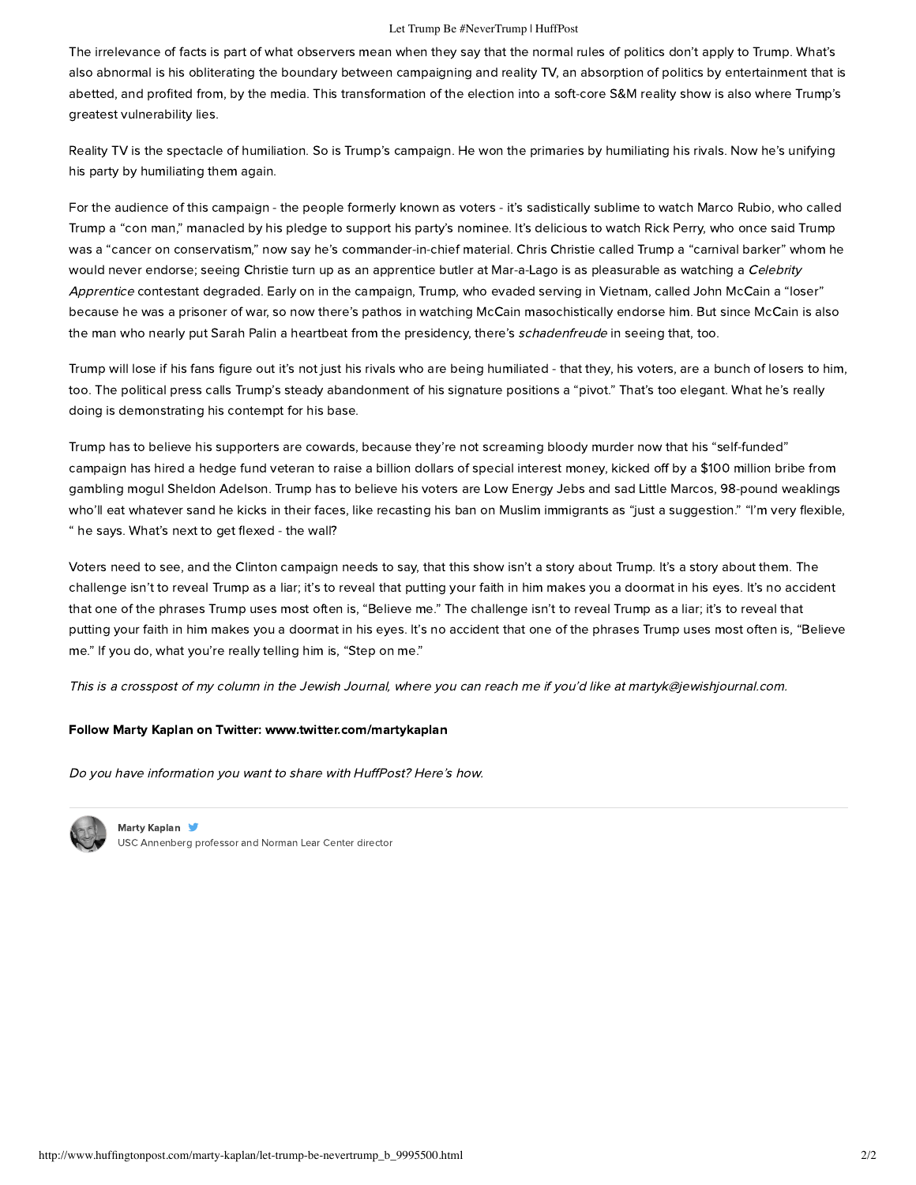The irrelevance of facts is part of what observers mean when they say that the normal rules of politics don't apply to Trump. What's also abnormal is his obliterating the boundary between campaigning and reality TV, an absorption of politics by entertainment that is abetted, and profited from, by the media. This transformation of the election into a soft-core S&M reality show is also where Trump's greatest vulnerability lies.

Reality TV is the spectacle of humiliation. So is Trump's campaign. He won the primaries by humiliating his rivals. Now he's unifying his party by humiliating them again.

For the audience of this campaign - the people formerly known as voters - it's sadistically sublime to watch Marco Rubio, who called Trump a "con man," manacled by his pledge to support his party's nominee. It's delicious to watch Rick Perry, who once said Trump was a "cancer on conservatism," now say he's commander-in-chief material. Chris Christie called Trump a "carnival barker" whom he would never endorse; seeing Christie turn up as an apprentice butler at Mar-a-Lago is as pleasurable as watching a *Celebrity Apprentice* contestant degraded. Early on in the campaign, Trump, who evaded serving in Vietnam, called John McCain a "loser" because he was a prisoner of war, so now there's pathos in watching McCain masochistically endorse him. But since McCain is also the man who nearly put Sarah Palin a heartbeat from the presidency, there's *schadenfreude* in seeing that, too.

Trump will lose if his fans figure out it's not just his rivals who are being humiliated - that they, his voters, are a bunch of losers to him, too. The political press calls Trump's steady abandonment of his signature positions a "pivot." That's too elegant. What he's really doing is demonstrating his contempt for his base.

Trump has to believe his supporters are cowards, because they're not screaming bloody murder now that his "self-funded" campaign has hired a hedge fund veteran to raise a billion dollars of special interest money, kicked off by a $100 million bribe from gambling mogul Sheldon Adelson. Trump has to believe his voters are Low Energy Jebs and sad Little Marcos, 98-pound weaklings who'll eat whatever sand he kicks in their faces, like recasting his ban on Muslim immigrants as "just a suggestion." "I'm very flexible, " he says. What's next to get flexed - the wall?

Voters need to see, and the Clinton campaign needs to say, that this show isn't a story about Trump. It's a story about them. The challenge isn't to reveal Trump as a liar; it's to reveal that putting your faith in him makes you a doormat in his eyes. It's no accident that one of the phrases Trump uses most often is, "Believe me." The challenge isn't to reveal Trump as a liar; it's to reveal that putting your faith in him makes you a doormat in his eyes. It's no accident that one of the phrases Trump uses most often is, "Believe me." If you do, what you're really telling him is, "Step on me."

*This is a crosspost of my column in the Jewish Journal, where you can reach me if you'd like at martyk@jewishjournal.com.*

**Follow Marty Kaplan on Twitter: www.twitter.com/martykaplan**

*Do you have information you want to share with HuffPost? Here's how.*

---

**Marty Kaplan**
USC Annenberg professor and Norman Lear Center director